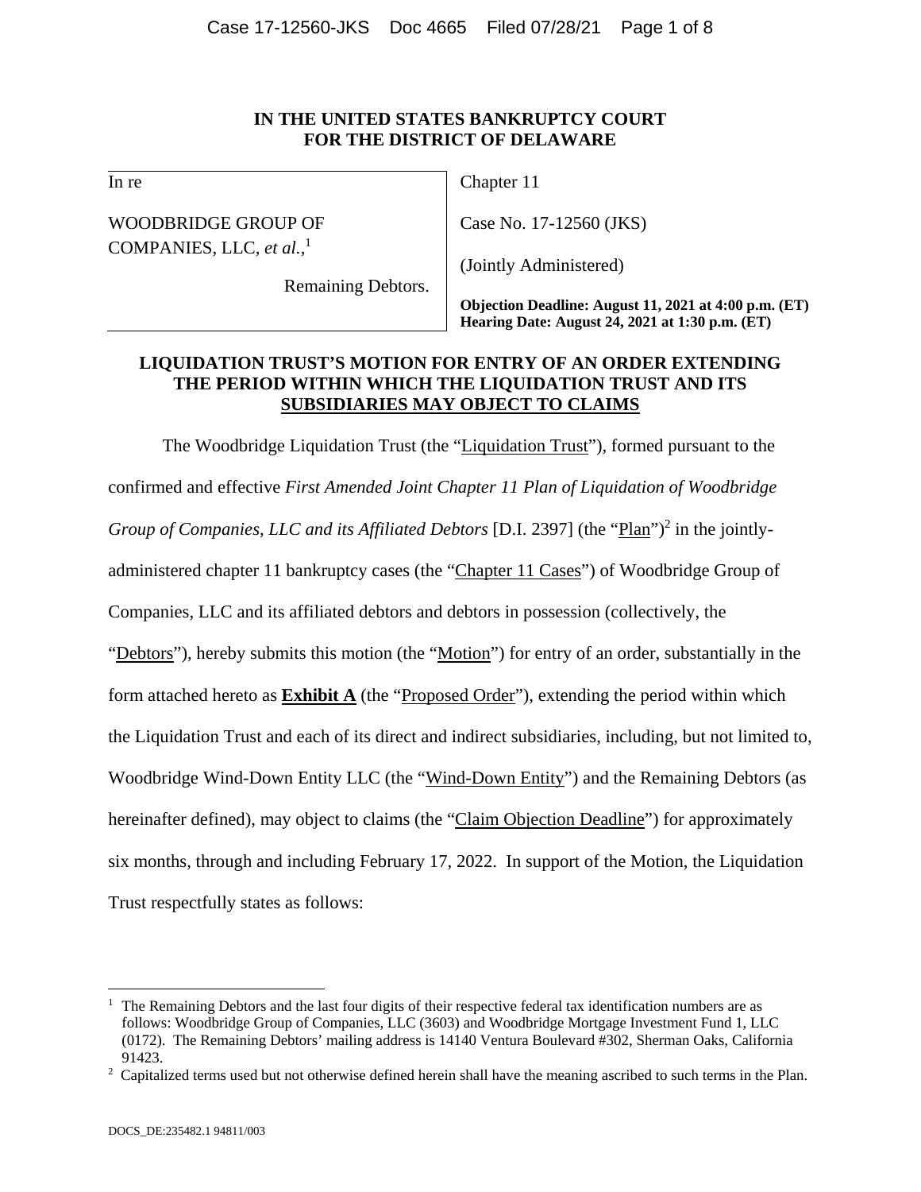**IN THE UNITED STATES BANKRUPTCY COURT**
**FOR THE DISTRICT OF DELAWARE**

| In re | Chapter 11 |
| --- | --- |
| WOODBRIDGE GROUP OF COMPANIES, LLC, *et al.*,[1] | Case No. 17-12560 (JKS) |
| Remaining Debtors. | (Jointly Administered) |
| | **Objection Deadline: August 11, 2021 at 4:00 p.m. (ET)** **Hearing Date: August 24, 2021 at 1:30 p.m. (ET)** |

## LIQUIDATION TRUST'S MOTION FOR ENTRY OF AN ORDER EXTENDING THE PERIOD WITHIN WHICH THE LIQUIDATION TRUST AND ITS SUBSIDIARIES MAY OBJECT TO CLAIMS

The Woodbridge Liquidation Trust (the "Liquidation Trust"), formed pursuant to the confirmed and effective *First Amended Joint Chapter 11 Plan of Liquidation of Woodbridge Group of Companies, LLC and its Affiliated Debtors* [D.I. 2397] (the "Plan")[2] in the jointly-administered chapter 11 bankruptcy cases (the "Chapter 11 Cases") of Woodbridge Group of Companies, LLC and its affiliated debtors and debtors in possession (collectively, the "Debtors"), hereby submits this motion (the "Motion") for entry of an order, substantially in the form attached hereto as **Exhibit A** (the "Proposed Order"), extending the period within which the Liquidation Trust and each of its direct and indirect subsidiaries, including, but not limited to, Woodbridge Wind-Down Entity LLC (the "Wind-Down Entity") and the Remaining Debtors (as hereinafter defined), may object to claims (the "Claim Objection Deadline") for approximately six months, through and including February 17, 2022. In support of the Motion, the Liquidation Trust respectfully states as follows:

---

[1] The Remaining Debtors and the last four digits of their respective federal tax identification numbers are as follows: Woodbridge Group of Companies, LLC (3603) and Woodbridge Mortgage Investment Fund 1, LLC (0172). The Remaining Debtors' mailing address is 14140 Ventura Boulevard #302, Sherman Oaks, California 91423.

[2] Capitalized terms used but not otherwise defined herein shall have the meaning ascribed to such terms in the Plan.

DOCS_DE:235482.1 94811/003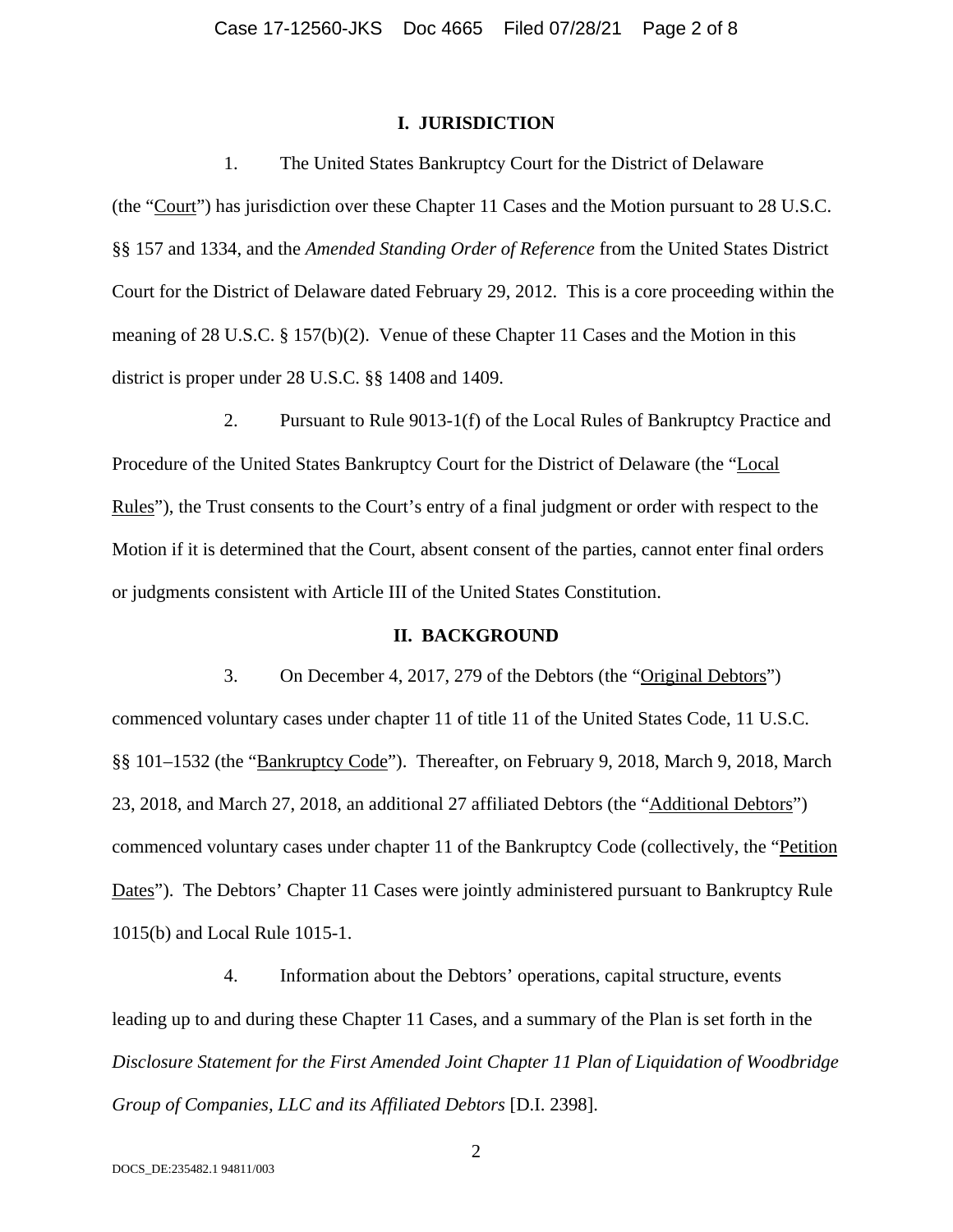## I. JURISDICTION

1. The United States Bankruptcy Court for the District of Delaware (the "Court") has jurisdiction over these Chapter 11 Cases and the Motion pursuant to 28 U.S.C. §§ 157 and 1334, and the *Amended Standing Order of Reference* from the United States District Court for the District of Delaware dated February 29, 2012. This is a core proceeding within the meaning of 28 U.S.C. § 157(b)(2). Venue of these Chapter 11 Cases and the Motion in this district is proper under 28 U.S.C. §§ 1408 and 1409.

2. Pursuant to Rule 9013-1(f) of the Local Rules of Bankruptcy Practice and Procedure of the United States Bankruptcy Court for the District of Delaware (the "Local Rules"), the Trust consents to the Court's entry of a final judgment or order with respect to the Motion if it is determined that the Court, absent consent of the parties, cannot enter final orders or judgments consistent with Article III of the United States Constitution.

## II. BACKGROUND

3. On December 4, 2017, 279 of the Debtors (the "Original Debtors") commenced voluntary cases under chapter 11 of title 11 of the United States Code, 11 U.S.C. §§ 101–1532 (the "Bankruptcy Code"). Thereafter, on February 9, 2018, March 9, 2018, March 23, 2018, and March 27, 2018, an additional 27 affiliated Debtors (the "Additional Debtors") commenced voluntary cases under chapter 11 of the Bankruptcy Code (collectively, the "Petition Dates"). The Debtors' Chapter 11 Cases were jointly administered pursuant to Bankruptcy Rule 1015(b) and Local Rule 1015-1.

4. Information about the Debtors' operations, capital structure, events leading up to and during these Chapter 11 Cases, and a summary of the Plan is set forth in the *Disclosure Statement for the First Amended Joint Chapter 11 Plan of Liquidation of Woodbridge Group of Companies, LLC and its Affiliated Debtors* [D.I. 2398].

DOCS_DE:235482.1 94811/003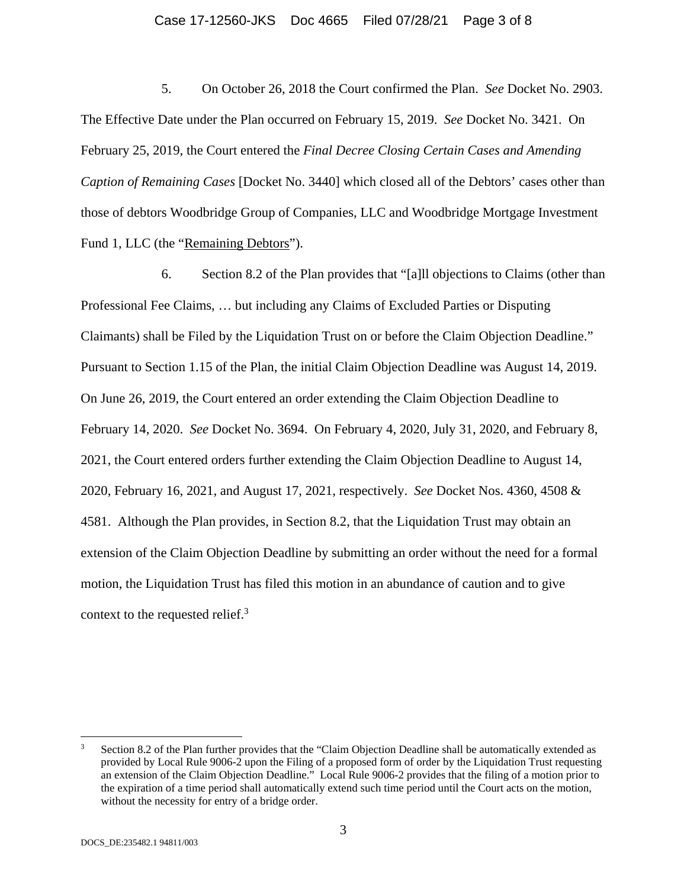5. On October 26, 2018 the Court confirmed the Plan. *See* Docket No. 2903. The Effective Date under the Plan occurred on February 15, 2019. *See* Docket No. 3421. On February 25, 2019, the Court entered the *Final Decree Closing Certain Cases and Amending Caption of Remaining Cases* [Docket No. 3440] which closed all of the Debtors' cases other than those of debtors Woodbridge Group of Companies, LLC and Woodbridge Mortgage Investment Fund 1, LLC (the "Remaining Debtors").

6. Section 8.2 of the Plan provides that "[a]ll objections to Claims (other than Professional Fee Claims, … but including any Claims of Excluded Parties or Disputing Claimants) shall be Filed by the Liquidation Trust on or before the Claim Objection Deadline." Pursuant to Section 1.15 of the Plan, the initial Claim Objection Deadline was August 14, 2019. On June 26, 2019, the Court entered an order extending the Claim Objection Deadline to February 14, 2020. *See* Docket No. 3694. On February 4, 2020, July 31, 2020, and February 8, 2021, the Court entered orders further extending the Claim Objection Deadline to August 14, 2020, February 16, 2021, and August 17, 2021, respectively. *See* Docket Nos. 4360, 4508 & 4581. Although the Plan provides, in Section 8.2, that the Liquidation Trust may obtain an extension of the Claim Objection Deadline by submitting an order without the need for a formal motion, the Liquidation Trust has filed this motion in an abundance of caution and to give context to the requested relief.[3]

---

[3] Section 8.2 of the Plan further provides that the "Claim Objection Deadline shall be automatically extended as provided by Local Rule 9006-2 upon the Filing of a proposed form of order by the Liquidation Trust requesting an extension of the Claim Objection Deadline." Local Rule 9006-2 provides that the filing of a motion prior to the expiration of a time period shall automatically extend such time period until the Court acts on the motion, without the necessity for entry of a bridge order.

DOCS_DE:235482.1 94811/003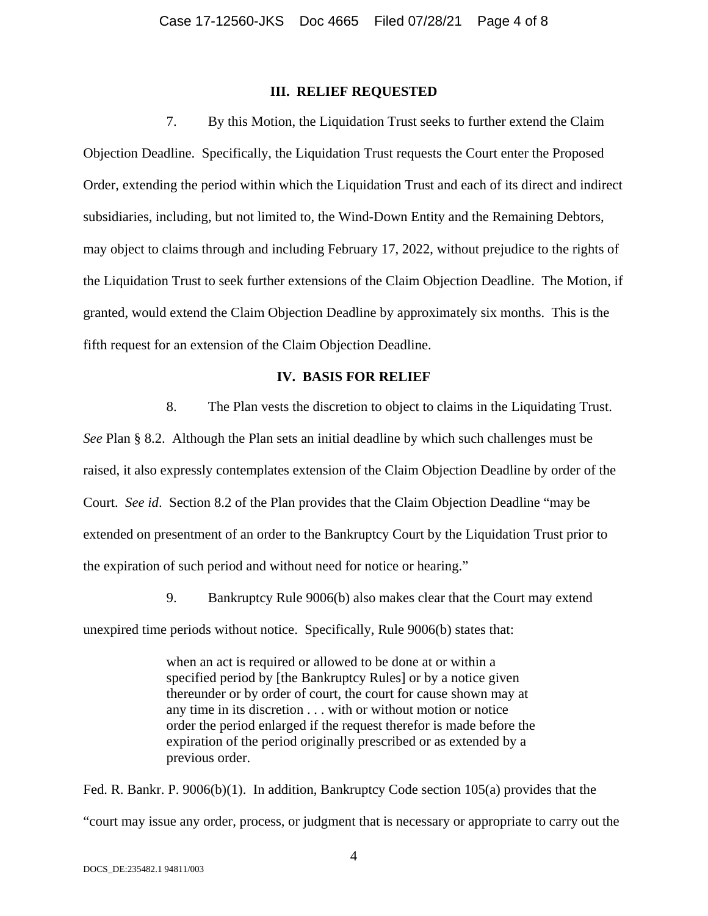## III. RELIEF REQUESTED

7. By this Motion, the Liquidation Trust seeks to further extend the Claim Objection Deadline. Specifically, the Liquidation Trust requests the Court enter the Proposed Order, extending the period within which the Liquidation Trust and each of its direct and indirect subsidiaries, including, but not limited to, the Wind-Down Entity and the Remaining Debtors, may object to claims through and including February 17, 2022, without prejudice to the rights of the Liquidation Trust to seek further extensions of the Claim Objection Deadline. The Motion, if granted, would extend the Claim Objection Deadline by approximately six months. This is the fifth request for an extension of the Claim Objection Deadline.

## IV. BASIS FOR RELIEF

8. The Plan vests the discretion to object to claims in the Liquidating Trust. *See* Plan § 8.2. Although the Plan sets an initial deadline by which such challenges must be raised, it also expressly contemplates extension of the Claim Objection Deadline by order of the Court. *See id*. Section 8.2 of the Plan provides that the Claim Objection Deadline "may be extended on presentment of an order to the Bankruptcy Court by the Liquidation Trust prior to the expiration of such period and without need for notice or hearing."

9. Bankruptcy Rule 9006(b) also makes clear that the Court may extend unexpired time periods without notice. Specifically, Rule 9006(b) states that:

> when an act is required or allowed to be done at or within a specified period by [the Bankruptcy Rules] or by a notice given thereunder or by order of court, the court for cause shown may at any time in its discretion . . . with or without motion or notice order the period enlarged if the request therefor is made before the expiration of the period originally prescribed or as extended by a previous order.

Fed. R. Bankr. P. 9006(b)(1). In addition, Bankruptcy Code section 105(a) provides that the "court may issue any order, process, or judgment that is necessary or appropriate to carry out the

DOCS_DE:235482.1 94811/003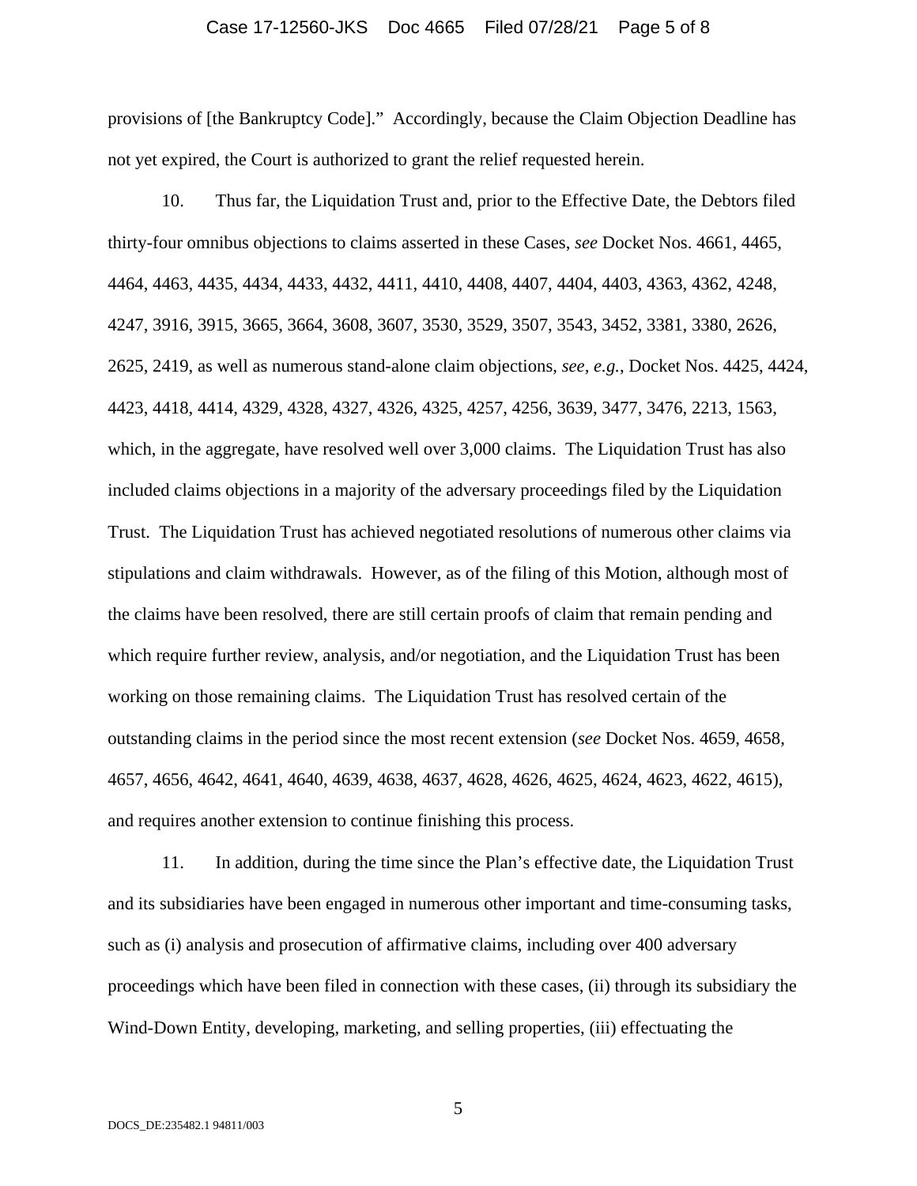provisions of [the Bankruptcy Code]." Accordingly, because the Claim Objection Deadline has not yet expired, the Court is authorized to grant the relief requested herein.

10. Thus far, the Liquidation Trust and, prior to the Effective Date, the Debtors filed thirty-four omnibus objections to claims asserted in these Cases, *see* Docket Nos. 4661, 4465, 4464, 4463, 4435, 4434, 4433, 4432, 4411, 4410, 4408, 4407, 4404, 4403, 4363, 4362, 4248, 4247, 3916, 3915, 3665, 3664, 3608, 3607, 3530, 3529, 3507, 3543, 3452, 3381, 3380, 2626, 2625, 2419, as well as numerous stand-alone claim objections, *see, e.g.*, Docket Nos. 4425, 4424, 4423, 4418, 4414, 4329, 4328, 4327, 4326, 4325, 4257, 4256, 3639, 3477, 3476, 2213, 1563, which, in the aggregate, have resolved well over 3,000 claims. The Liquidation Trust has also included claims objections in a majority of the adversary proceedings filed by the Liquidation Trust. The Liquidation Trust has achieved negotiated resolutions of numerous other claims via stipulations and claim withdrawals. However, as of the filing of this Motion, although most of the claims have been resolved, there are still certain proofs of claim that remain pending and which require further review, analysis, and/or negotiation, and the Liquidation Trust has been working on those remaining claims. The Liquidation Trust has resolved certain of the outstanding claims in the period since the most recent extension (*see* Docket Nos. 4659, 4658, 4657, 4656, 4642, 4641, 4640, 4639, 4638, 4637, 4628, 4626, 4625, 4624, 4623, 4622, 4615), and requires another extension to continue finishing this process.

11. In addition, during the time since the Plan's effective date, the Liquidation Trust and its subsidiaries have been engaged in numerous other important and time-consuming tasks, such as (i) analysis and prosecution of affirmative claims, including over 400 adversary proceedings which have been filed in connection with these cases, (ii) through its subsidiary the Wind-Down Entity, developing, marketing, and selling properties, (iii) effectuating the

DOCS_DE:235482.1 94811/003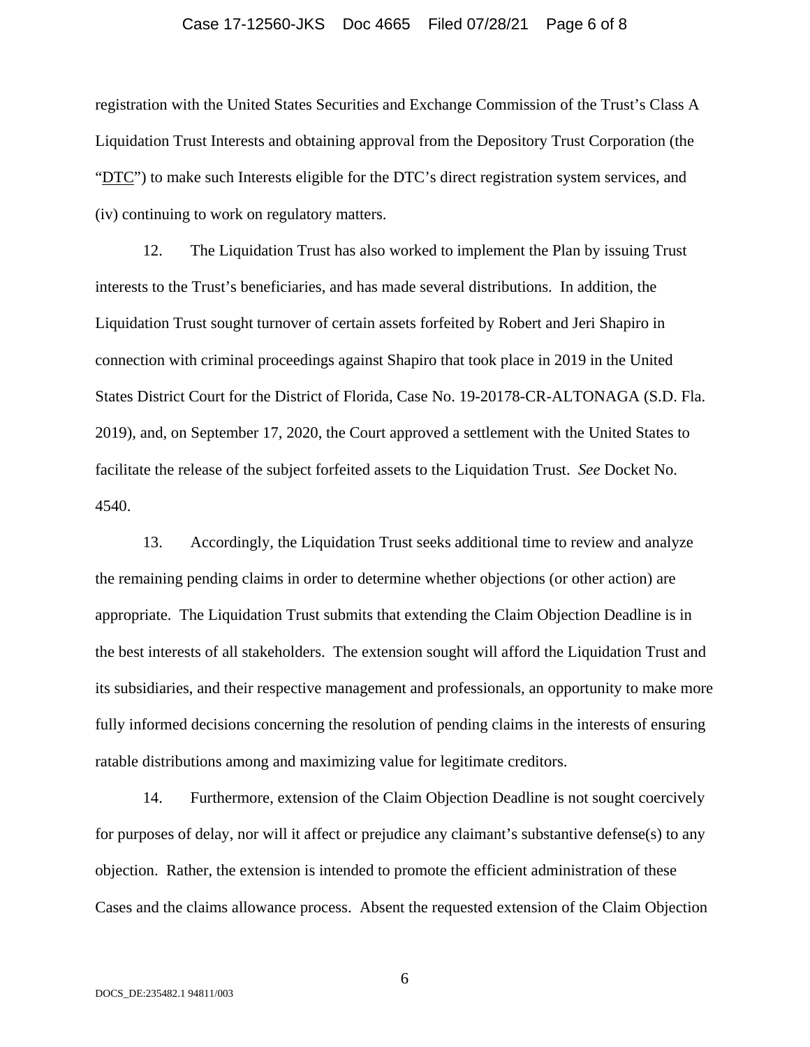registration with the United States Securities and Exchange Commission of the Trust's Class A Liquidation Trust Interests and obtaining approval from the Depository Trust Corporation (the "DTC") to make such Interests eligible for the DTC's direct registration system services, and (iv) continuing to work on regulatory matters.

12. The Liquidation Trust has also worked to implement the Plan by issuing Trust interests to the Trust's beneficiaries, and has made several distributions. In addition, the Liquidation Trust sought turnover of certain assets forfeited by Robert and Jeri Shapiro in connection with criminal proceedings against Shapiro that took place in 2019 in the United States District Court for the District of Florida, Case No. 19-20178-CR-ALTONAGA (S.D. Fla. 2019), and, on September 17, 2020, the Court approved a settlement with the United States to facilitate the release of the subject forfeited assets to the Liquidation Trust. *See* Docket No. 4540.

13. Accordingly, the Liquidation Trust seeks additional time to review and analyze the remaining pending claims in order to determine whether objections (or other action) are appropriate. The Liquidation Trust submits that extending the Claim Objection Deadline is in the best interests of all stakeholders. The extension sought will afford the Liquidation Trust and its subsidiaries, and their respective management and professionals, an opportunity to make more fully informed decisions concerning the resolution of pending claims in the interests of ensuring ratable distributions among and maximizing value for legitimate creditors.

14. Furthermore, extension of the Claim Objection Deadline is not sought coercively for purposes of delay, nor will it affect or prejudice any claimant's substantive defense(s) to any objection. Rather, the extension is intended to promote the efficient administration of these Cases and the claims allowance process. Absent the requested extension of the Claim Objection

DOCS_DE:235482.1 94811/003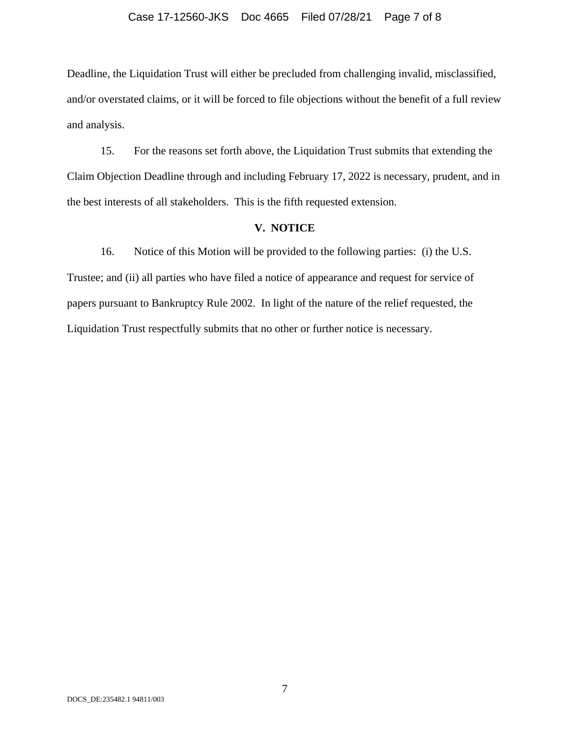Deadline, the Liquidation Trust will either be precluded from challenging invalid, misclassified, and/or overstated claims, or it will be forced to file objections without the benefit of a full review and analysis.

15. For the reasons set forth above, the Liquidation Trust submits that extending the Claim Objection Deadline through and including February 17, 2022 is necessary, prudent, and in the best interests of all stakeholders. This is the fifth requested extension.

## V. NOTICE

16. Notice of this Motion will be provided to the following parties: (i) the U.S. Trustee; and (ii) all parties who have filed a notice of appearance and request for service of papers pursuant to Bankruptcy Rule 2002. In light of the nature of the relief requested, the Liquidation Trust respectfully submits that no other or further notice is necessary.

DOCS_DE:235482.1 94811/003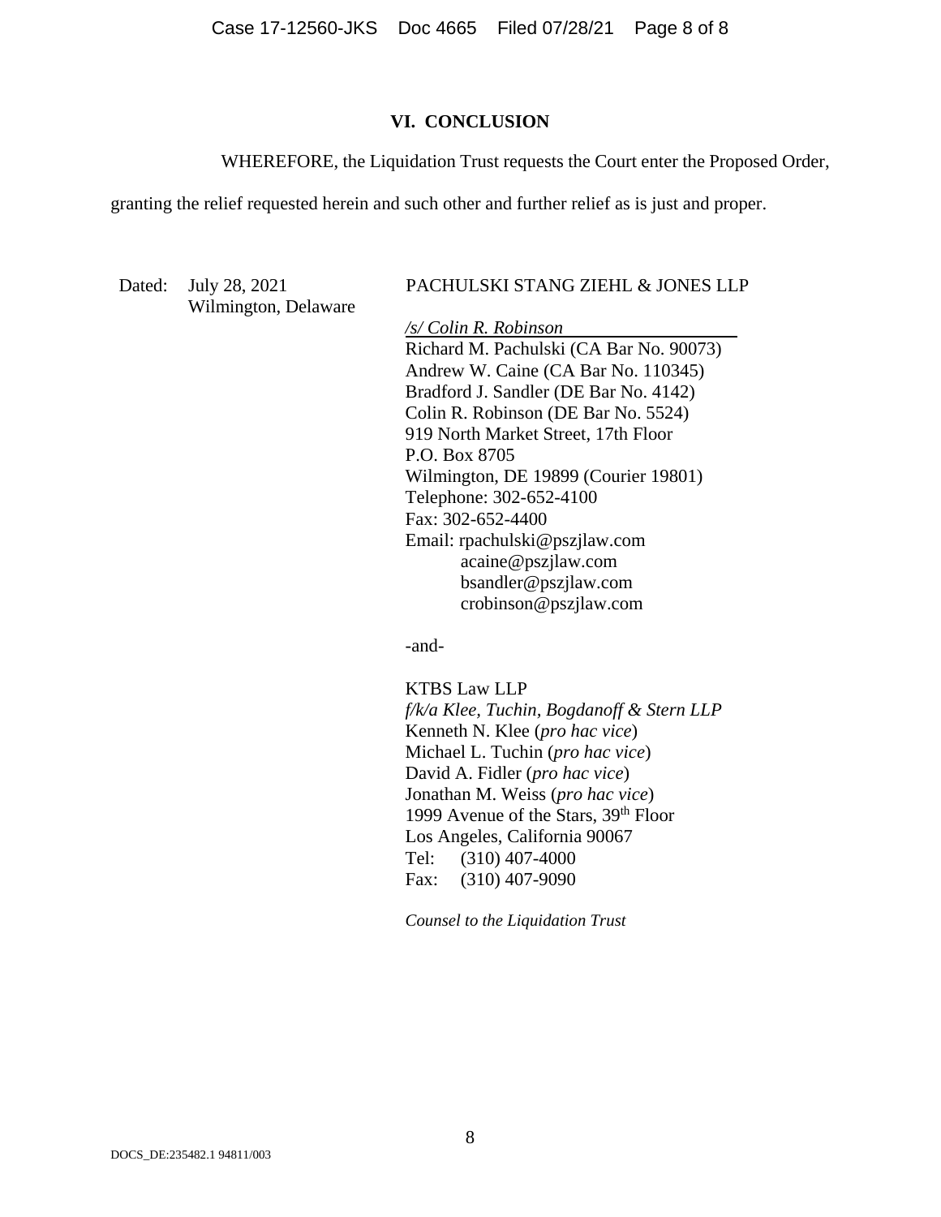## VI. CONCLUSION

WHEREFORE, the Liquidation Trust requests the Court enter the Proposed Order, granting the relief requested herein and such other and further relief as is just and proper.

Dated: July 28, 2021
Wilmington, Delaware

PACHULSKI STANG ZIEHL & JONES LLP

*/s/ Colin R. Robinson*
Richard M. Pachulski (CA Bar No. 90073)
Andrew W. Caine (CA Bar No. 110345)
Bradford J. Sandler (DE Bar No. 4142)
Colin R. Robinson (DE Bar No. 5524)
919 North Market Street, 17th Floor
P.O. Box 8705
Wilmington, DE 19899 (Courier 19801)
Telephone: 302-652-4100
Fax: 302-652-4400
Email: rpachulski@pszjlaw.com
acaine@pszjlaw.com
bsandler@pszjlaw.com
crobinson@pszjlaw.com

-and-

KTBS Law LLP
*f/k/a Klee, Tuchin, Bogdanoff & Stern LLP*
Kenneth N. Klee (*pro hac vice*)
Michael L. Tuchin (*pro hac vice*)
David A. Fidler (*pro hac vice*)
Jonathan M. Weiss (*pro hac vice*)
1999 Avenue of the Stars, 39th Floor
Los Angeles, California 90067
Tel: (310) 407-4000
Fax: (310) 407-9090

*Counsel to the Liquidation Trust*

DOCS_DE:235482.1 94811/003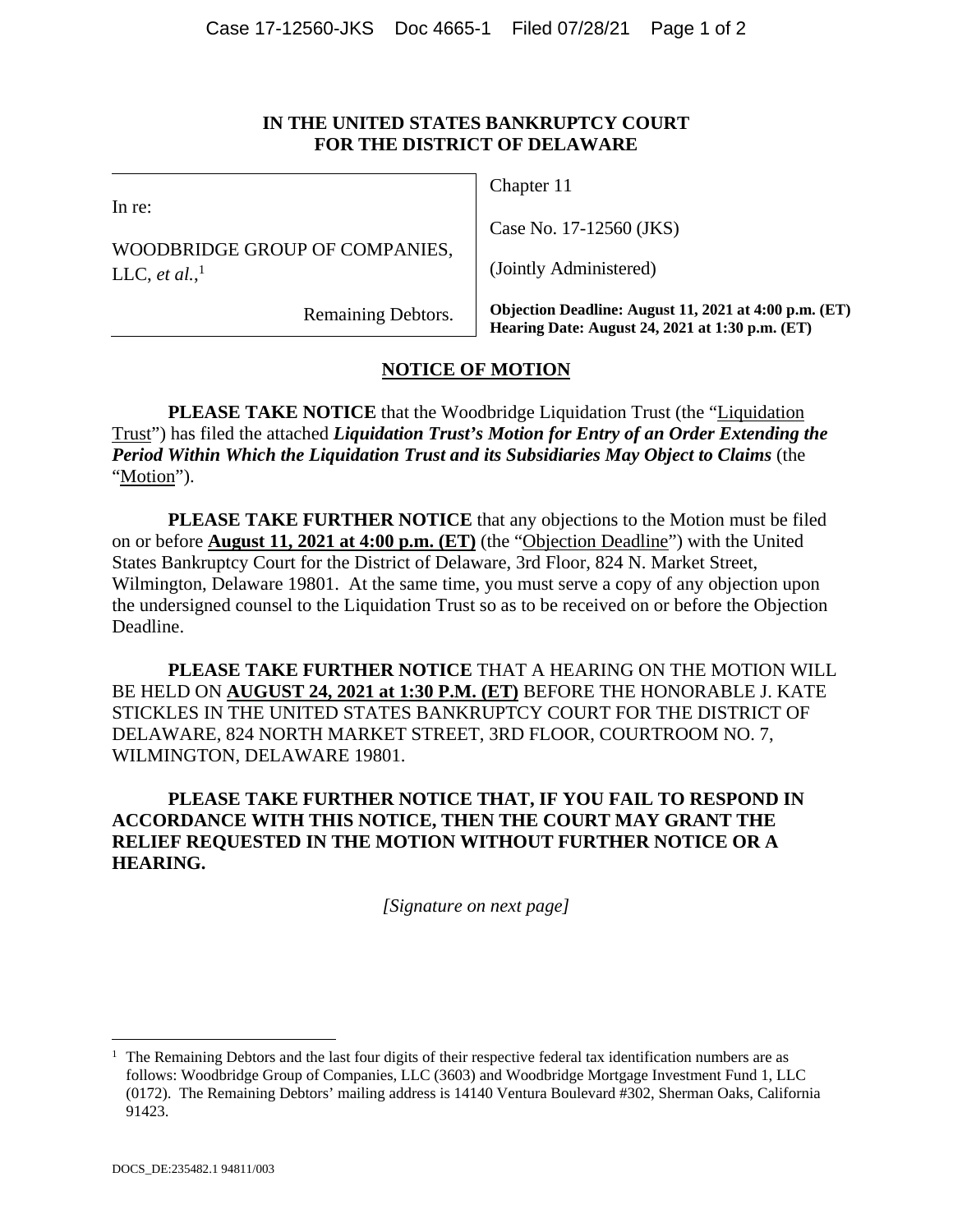**IN THE UNITED STATES BANKRUPTCY COURT**
**FOR THE DISTRICT OF DELAWARE**

| | |
|---|---|
| In re: | Chapter 11 |
| WOODBRIDGE GROUP OF COMPANIES, LLC, *et al.*,[1] | Case No. 17-12560 (JKS) |
| | (Jointly Administered) |
| Remaining Debtors. | **Objection Deadline: August 11, 2021 at 4:00 p.m. (ET)** **Hearing Date: August 24, 2021 at 1:30 p.m. (ET)** |

## NOTICE OF MOTION

**PLEASE TAKE NOTICE** that the Woodbridge Liquidation Trust (the "Liquidation Trust") has filed the attached ***Liquidation Trust's Motion for Entry of an Order Extending the Period Within Which the Liquidation Trust and its Subsidiaries May Object to Claims*** (the "Motion").

**PLEASE TAKE FURTHER NOTICE** that any objections to the Motion must be filed on or before **August 11, 2021 at 4:00 p.m. (ET)** (the "Objection Deadline") with the United States Bankruptcy Court for the District of Delaware, 3rd Floor, 824 N. Market Street, Wilmington, Delaware 19801. At the same time, you must serve a copy of any objection upon the undersigned counsel to the Liquidation Trust so as to be received on or before the Objection Deadline.

**PLEASE TAKE FURTHER NOTICE** THAT A HEARING ON THE MOTION WILL BE HELD ON **AUGUST 24, 2021 at 1:30 P.M. (ET)** BEFORE THE HONORABLE J. KATE STICKLES IN THE UNITED STATES BANKRUPTCY COURT FOR THE DISTRICT OF DELAWARE, 824 NORTH MARKET STREET, 3RD FLOOR, COURTROOM NO. 7, WILMINGTON, DELAWARE 19801.

**PLEASE TAKE FURTHER NOTICE THAT, IF YOU FAIL TO RESPOND IN ACCORDANCE WITH THIS NOTICE, THEN THE COURT MAY GRANT THE RELIEF REQUESTED IN THE MOTION WITHOUT FURTHER NOTICE OR A HEARING.**

*[Signature on next page]*

---

[1] The Remaining Debtors and the last four digits of their respective federal tax identification numbers are as follows: Woodbridge Group of Companies, LLC (3603) and Woodbridge Mortgage Investment Fund 1, LLC (0172). The Remaining Debtors' mailing address is 14140 Ventura Boulevard #302, Sherman Oaks, California 91423.

DOCS_DE:235482.1 94811/003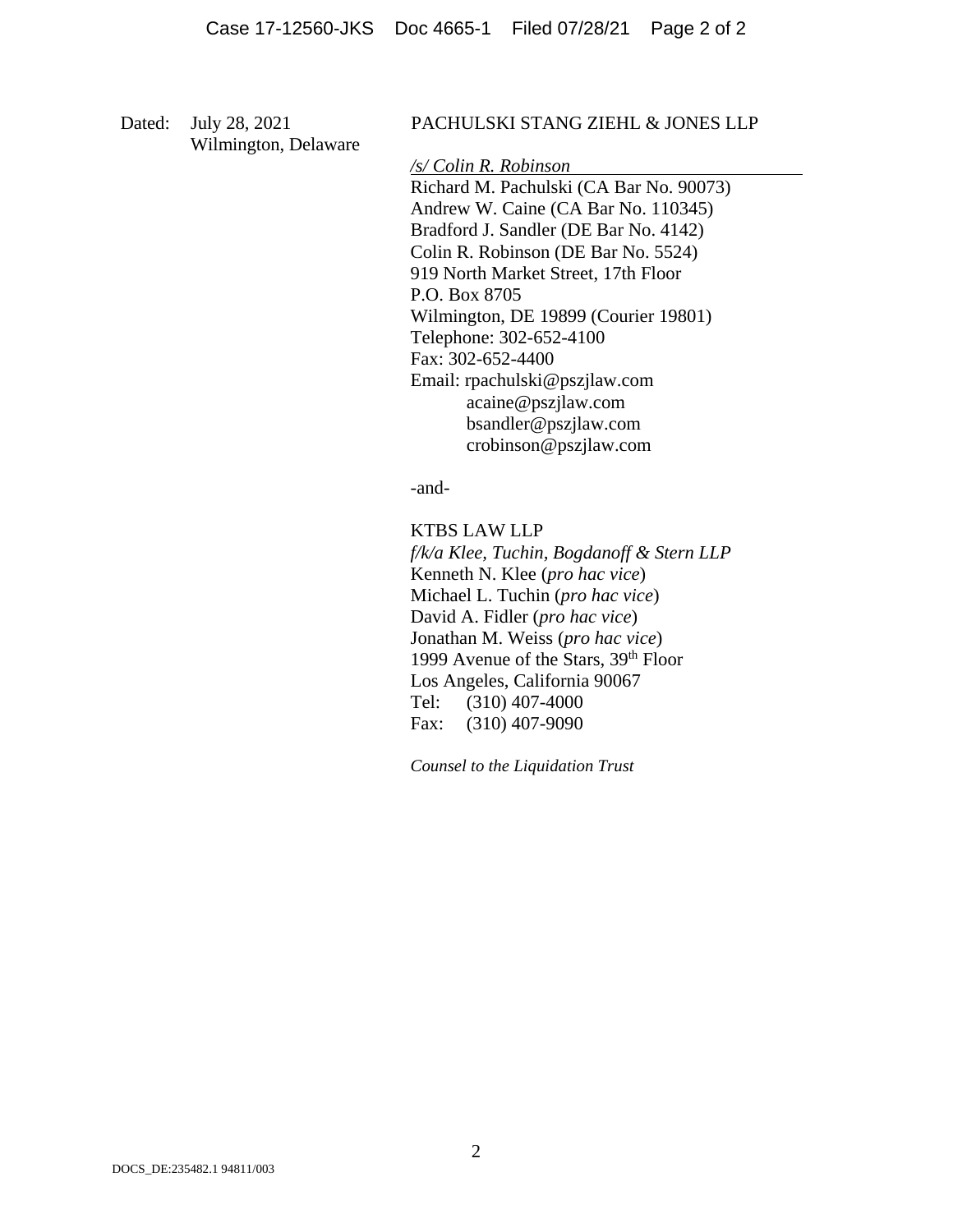Dated: July 28, 2021
Wilmington, Delaware

PACHULSKI STANG ZIEHL & JONES LLP

*/s/ Colin R. Robinson*
Richard M. Pachulski (CA Bar No. 90073)
Andrew W. Caine (CA Bar No. 110345)
Bradford J. Sandler (DE Bar No. 4142)
Colin R. Robinson (DE Bar No. 5524)
919 North Market Street, 17th Floor
P.O. Box 8705
Wilmington, DE 19899 (Courier 19801)
Telephone: 302-652-4100
Fax: 302-652-4400
Email: rpachulski@pszjlaw.com
acaine@pszjlaw.com
bsandler@pszjlaw.com
crobinson@pszjlaw.com

-and-

KTBS LAW LLP
*f/k/a Klee, Tuchin, Bogdanoff & Stern LLP*
Kenneth N. Klee (*pro hac vice*)
Michael L. Tuchin (*pro hac vice*)
David A. Fidler (*pro hac vice*)
Jonathan M. Weiss (*pro hac vice*)
1999 Avenue of the Stars, 39th Floor
Los Angeles, California 90067
Tel: (310) 407-4000
Fax: (310) 407-9090

*Counsel to the Liquidation Trust*

DOCS_DE:235482.1 94811/003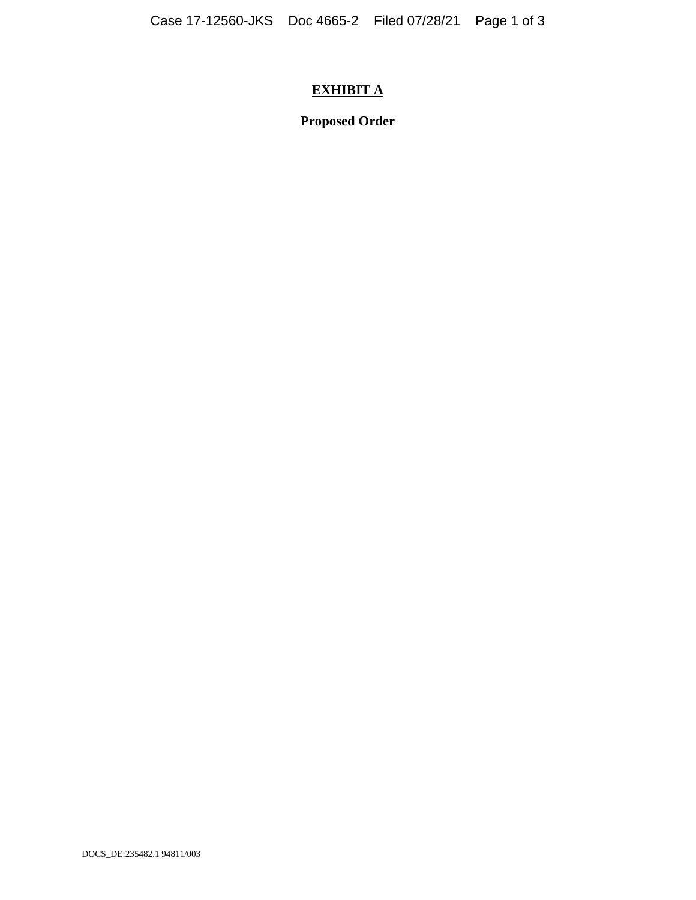# EXHIBIT A

**Proposed Order**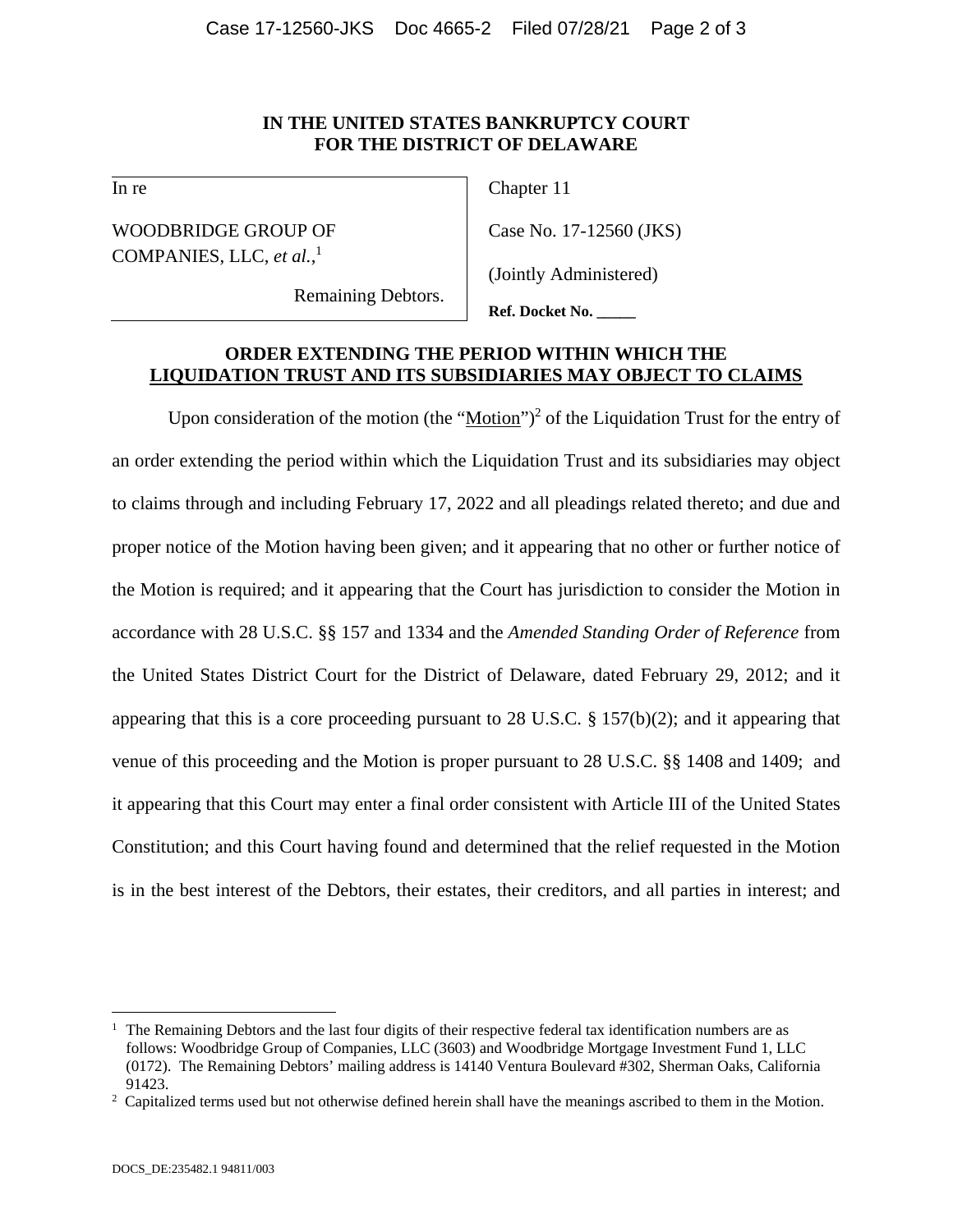**IN THE UNITED STATES BANKRUPTCY COURT**
**FOR THE DISTRICT OF DELAWARE**

| In re<br><br>WOODBRIDGE GROUP OF COMPANIES, LLC, *et al.*,[1]<br><br>Remaining Debtors. | Chapter 11<br><br>Case No. 17-12560 (JKS)<br><br>(Jointly Administered)<br><br>**Ref. Docket No. \_\_\_\_\_** |
|---|---|

**ORDER EXTENDING THE PERIOD WITHIN WHICH THE LIQUIDATION TRUST AND ITS SUBSIDIARIES MAY OBJECT TO CLAIMS**

Upon consideration of the motion (the "Motion")[2] of the Liquidation Trust for the entry of an order extending the period within which the Liquidation Trust and its subsidiaries may object to claims through and including February 17, 2022 and all pleadings related thereto; and due and proper notice of the Motion having been given; and it appearing that no other or further notice of the Motion is required; and it appearing that the Court has jurisdiction to consider the Motion in accordance with 28 U.S.C. §§ 157 and 1334 and the *Amended Standing Order of Reference* from the United States District Court for the District of Delaware, dated February 29, 2012; and it appearing that this is a core proceeding pursuant to 28 U.S.C. § 157(b)(2); and it appearing that venue of this proceeding and the Motion is proper pursuant to 28 U.S.C. §§ 1408 and 1409; and it appearing that this Court may enter a final order consistent with Article III of the United States Constitution; and this Court having found and determined that the relief requested in the Motion is in the best interest of the Debtors, their estates, their creditors, and all parties in interest; and

---

[1] The Remaining Debtors and the last four digits of their respective federal tax identification numbers are as follows: Woodbridge Group of Companies, LLC (3603) and Woodbridge Mortgage Investment Fund 1, LLC (0172). The Remaining Debtors' mailing address is 14140 Ventura Boulevard #302, Sherman Oaks, California 91423.

[2] Capitalized terms used but not otherwise defined herein shall have the meanings ascribed to them in the Motion.

DOCS_DE:235482.1 94811/003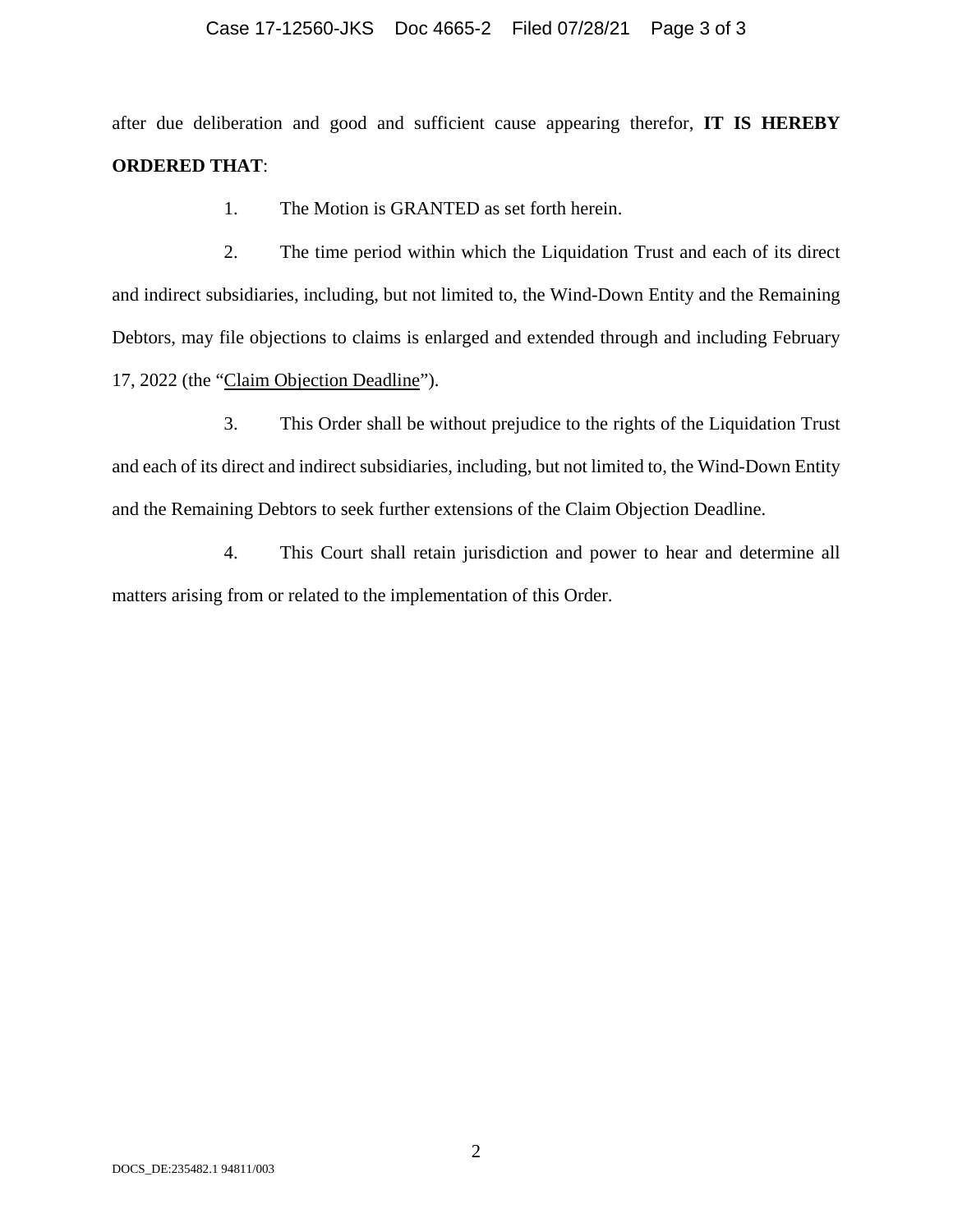after due deliberation and good and sufficient cause appearing therefor, **IT IS HEREBY ORDERED THAT**:

1. The Motion is GRANTED as set forth herein.

2. The time period within which the Liquidation Trust and each of its direct and indirect subsidiaries, including, but not limited to, the Wind-Down Entity and the Remaining Debtors, may file objections to claims is enlarged and extended through and including February 17, 2022 (the "Claim Objection Deadline").

3. This Order shall be without prejudice to the rights of the Liquidation Trust and each of its direct and indirect subsidiaries, including, but not limited to, the Wind-Down Entity and the Remaining Debtors to seek further extensions of the Claim Objection Deadline.

4. This Court shall retain jurisdiction and power to hear and determine all matters arising from or related to the implementation of this Order.

DOCS_DE:235482.1 94811/003